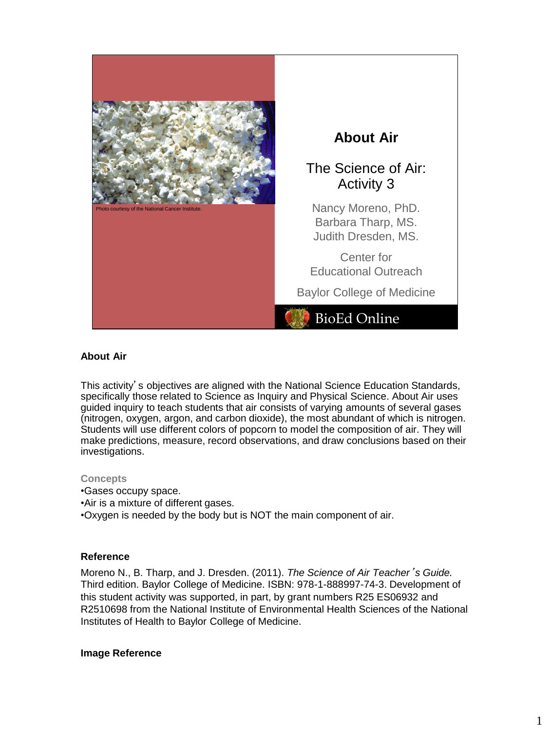Photo courtesy of the National Cancer Institute.

# About Air

The Science of Air: Activity 3

Nancy Moreno, PhD.
Barbara Tharp, MS.
Judith Dresden, MS.

Center for Educational Outreach

Baylor College of Medicine

BioEd Online

## About Air

This activity's objectives are aligned with the National Science Education Standards, specifically those related to Science as Inquiry and Physical Science. About Air uses guided inquiry to teach students that air consists of varying amounts of several gases (nitrogen, oxygen, argon, and carbon dioxide), the most abundant of which is nitrogen. Students will use different colors of popcorn to model the composition of air. They will make predictions, measure, record observations, and draw conclusions based on their investigations.

**Concepts**

- Gases occupy space.
- Air is a mixture of different gases.
- Oxygen is needed by the body but is NOT the main component of air.

## Reference

Moreno N., B. Tharp, and J. Dresden. (2011). *The Science of Air Teacher's Guide.* Third edition. Baylor College of Medicine. ISBN: 978-1-888997-74-3. Development of this student activity was supported, in part, by grant numbers R25 ES06932 and R2510698 from the National Institute of Environmental Health Sciences of the National Institutes of Health to Baylor College of Medicine.

## Image Reference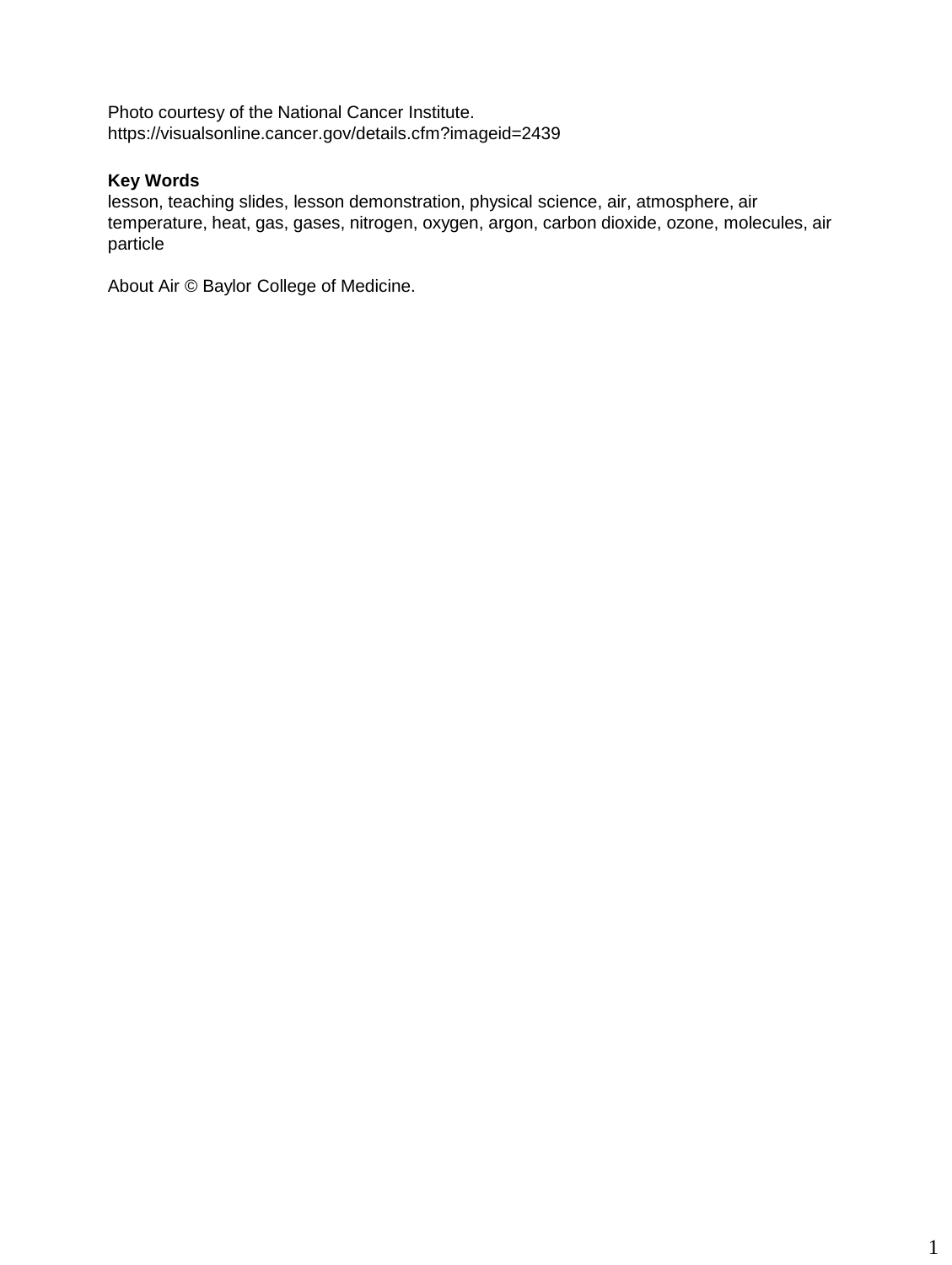Photo courtesy of the National Cancer Institute.
https://visualsonline.cancer.gov/details.cfm?imageid=2439

**Key Words**
lesson, teaching slides, lesson demonstration, physical science, air, atmosphere, air temperature, heat, gas, gases, nitrogen, oxygen, argon, carbon dioxide, ozone, molecules, air particle

About Air © Baylor College of Medicine.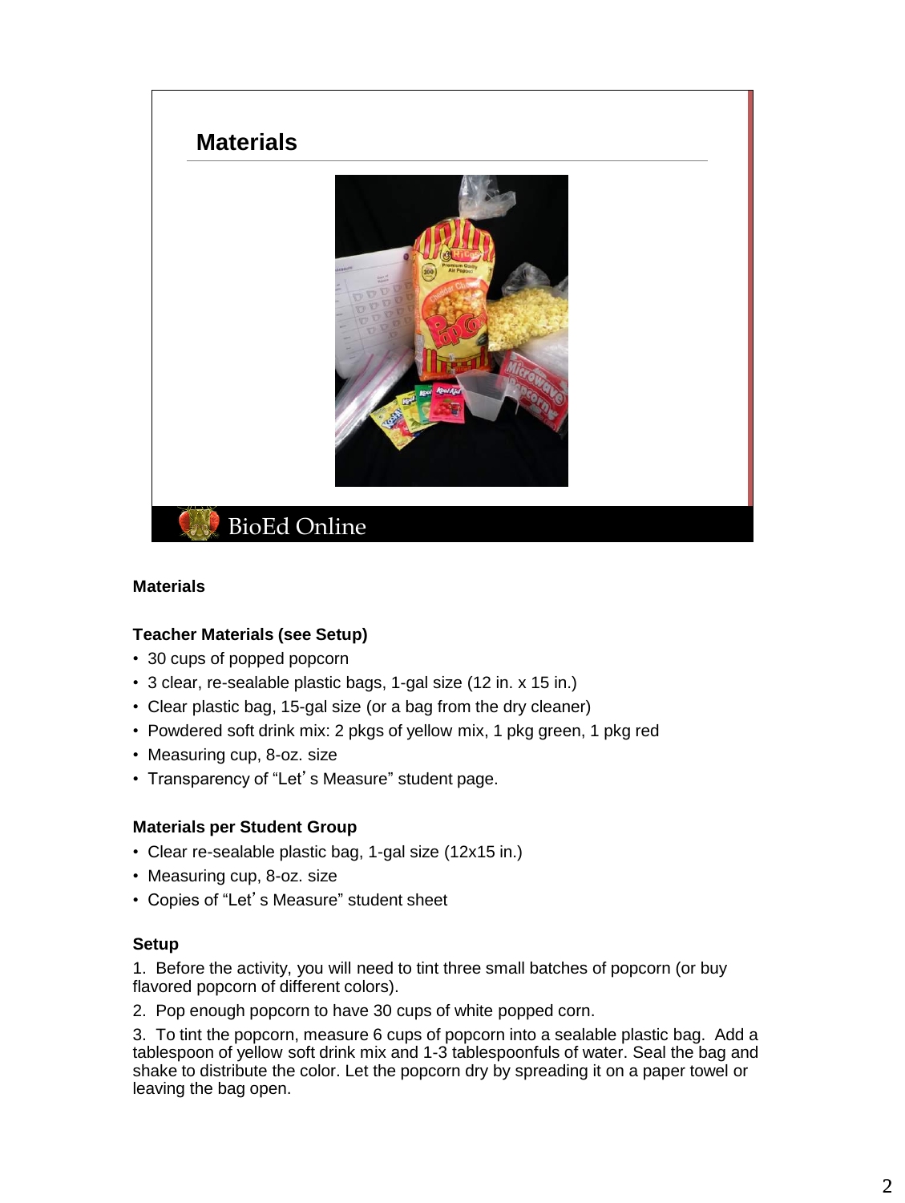## Materials

### Materials

#### Teacher Materials (see Setup)

- 30 cups of popped popcorn
- 3 clear, re-sealable plastic bags, 1-gal size (12 in. x 15 in.)
- Clear plastic bag, 15-gal size (or a bag from the dry cleaner)
- Powdered soft drink mix: 2 pkgs of yellow mix, 1 pkg green, 1 pkg red
- Measuring cup, 8-oz. size
- Transparency of "Let's Measure" student page.

#### Materials per Student Group

- Clear re-sealable plastic bag, 1-gal size (12x15 in.)
- Measuring cup, 8-oz. size
- Copies of "Let's Measure" student sheet

#### Setup

1. Before the activity, you will need to tint three small batches of popcorn (or buy flavored popcorn of different colors).
2. Pop enough popcorn to have 30 cups of white popped corn.
3. To tint the popcorn, measure 6 cups of popcorn into a sealable plastic bag. Add a tablespoon of yellow soft drink mix and 1-3 tablespoonfuls of water. Seal the bag and shake to distribute the color. Let the popcorn dry by spreading it on a paper towel or leaving the bag open.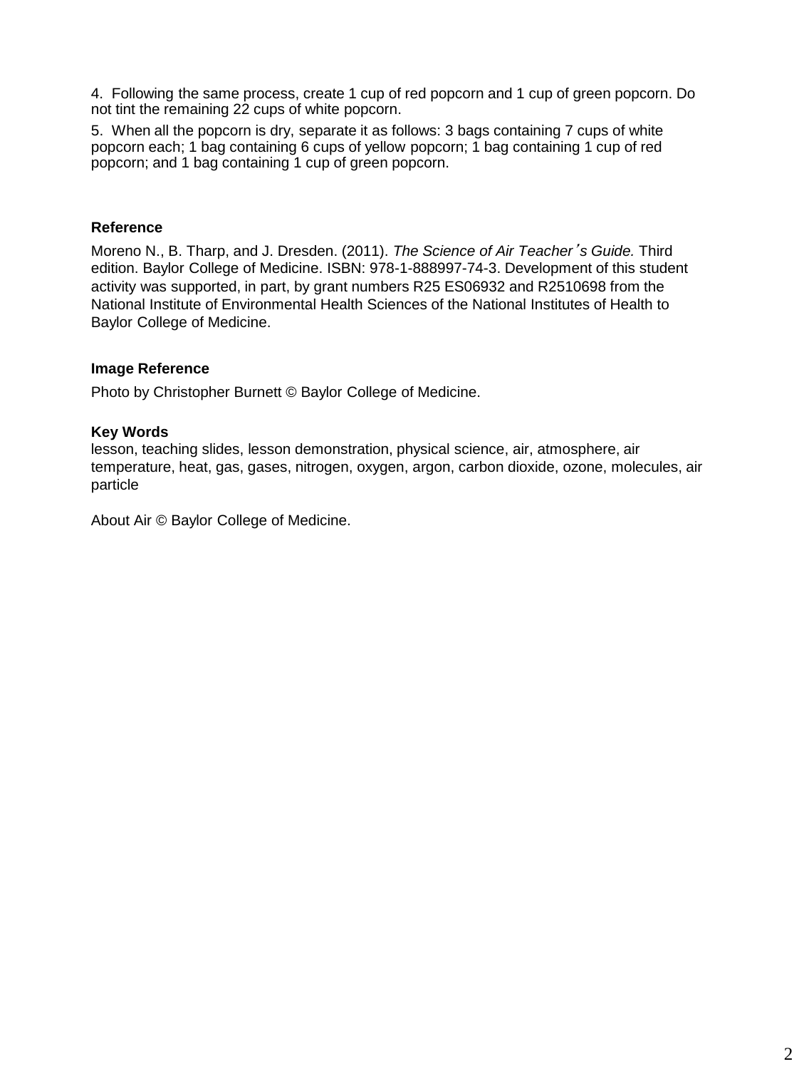4. Following the same process, create 1 cup of red popcorn and 1 cup of green popcorn. Do not tint the remaining 22 cups of white popcorn.

5. When all the popcorn is dry, separate it as follows: 3 bags containing 7 cups of white popcorn each; 1 bag containing 6 cups of yellow popcorn; 1 bag containing 1 cup of red popcorn; and 1 bag containing 1 cup of green popcorn.

**Reference**

Moreno N., B. Tharp, and J. Dresden. (2011). *The Science of Air Teacher's Guide.* Third edition. Baylor College of Medicine. ISBN: 978-1-888997-74-3. Development of this student activity was supported, in part, by grant numbers R25 ES06932 and R2510698 from the National Institute of Environmental Health Sciences of the National Institutes of Health to Baylor College of Medicine.

**Image Reference**

Photo by Christopher Burnett © Baylor College of Medicine.

**Key Words**

lesson, teaching slides, lesson demonstration, physical science, air, atmosphere, air temperature, heat, gas, gases, nitrogen, oxygen, argon, carbon dioxide, ozone, molecules, air particle

About Air © Baylor College of Medicine.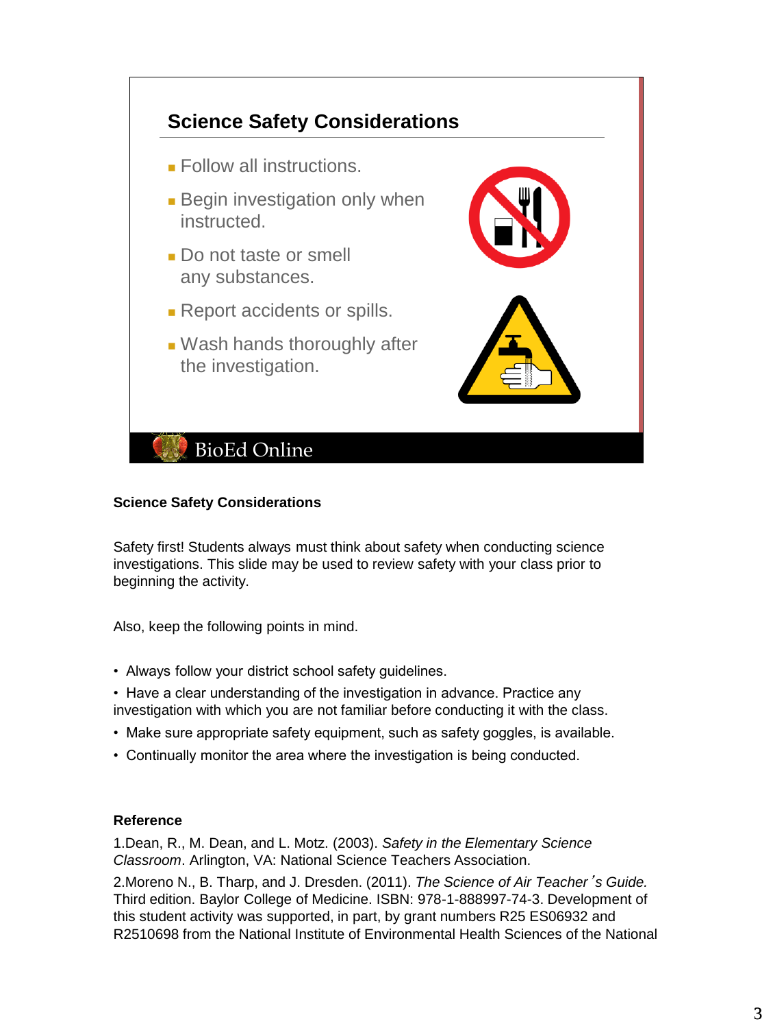## Science Safety Considerations

- Follow all instructions.
- Begin investigation only when instructed.
- Do not taste or smell any substances.
- Report accidents or spills.
- Wash hands thoroughly after the investigation.

BioEd Online

**Science Safety Considerations**

Safety first! Students always must think about safety when conducting science investigations. This slide may be used to review safety with your class prior to beginning the activity.

Also, keep the following points in mind.

- Always follow your district school safety guidelines.
- Have a clear understanding of the investigation in advance. Practice any investigation with which you are not familiar before conducting it with the class.
- Make sure appropriate safety equipment, such as safety goggles, is available.
- Continually monitor the area where the investigation is being conducted.

**Reference**

1.Dean, R., M. Dean, and L. Motz. (2003). *Safety in the Elementary Science Classroom*. Arlington, VA: National Science Teachers Association.

2.Moreno N., B. Tharp, and J. Dresden. (2011). *The Science of Air Teacher's Guide.* Third edition. Baylor College of Medicine. ISBN: 978-1-888997-74-3. Development of this student activity was supported, in part, by grant numbers R25 ES06932 and R2510698 from the National Institute of Environmental Health Sciences of the National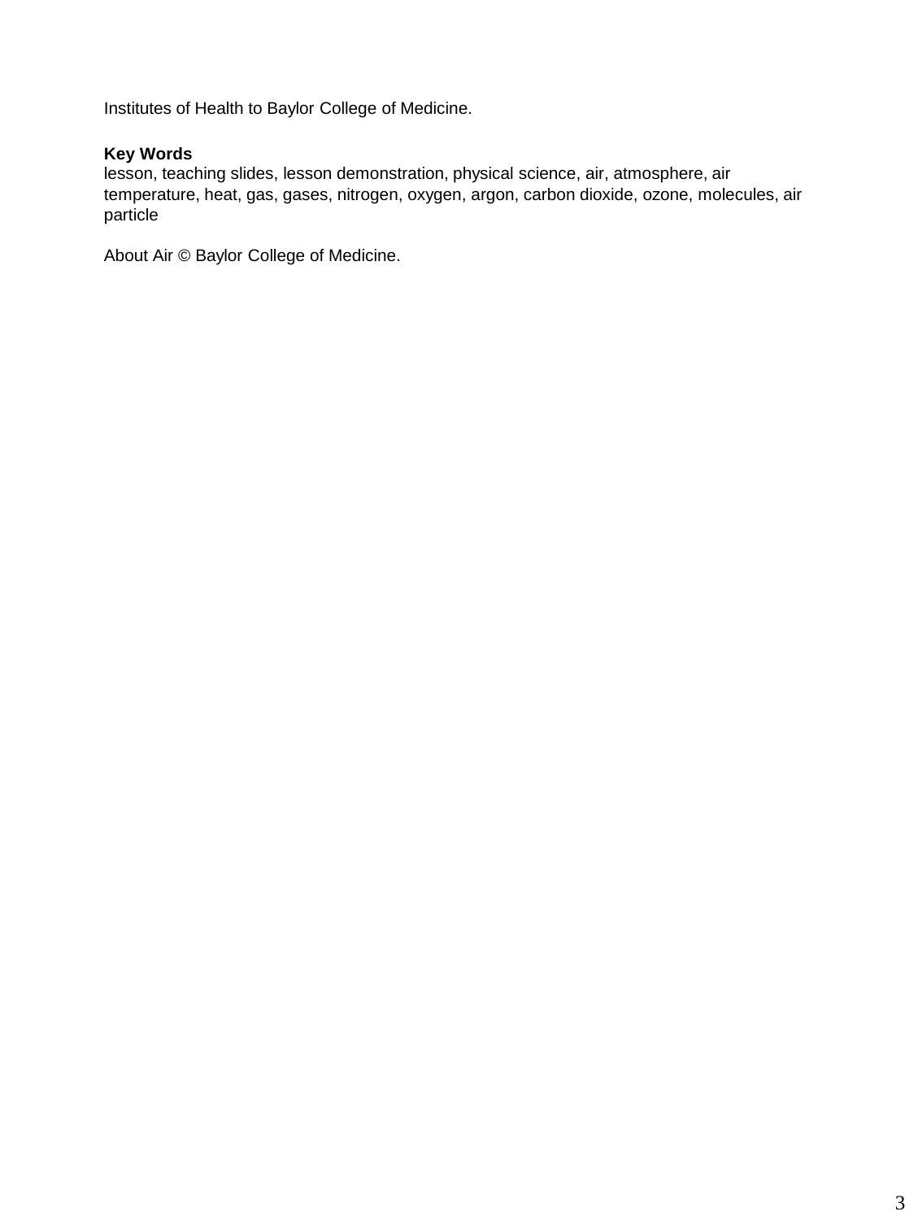Institutes of Health to Baylor College of Medicine.

**Key Words**
lesson, teaching slides, lesson demonstration, physical science, air, atmosphere, air temperature, heat, gas, gases, nitrogen, oxygen, argon, carbon dioxide, ozone, molecules, air particle

About Air © Baylor College of Medicine.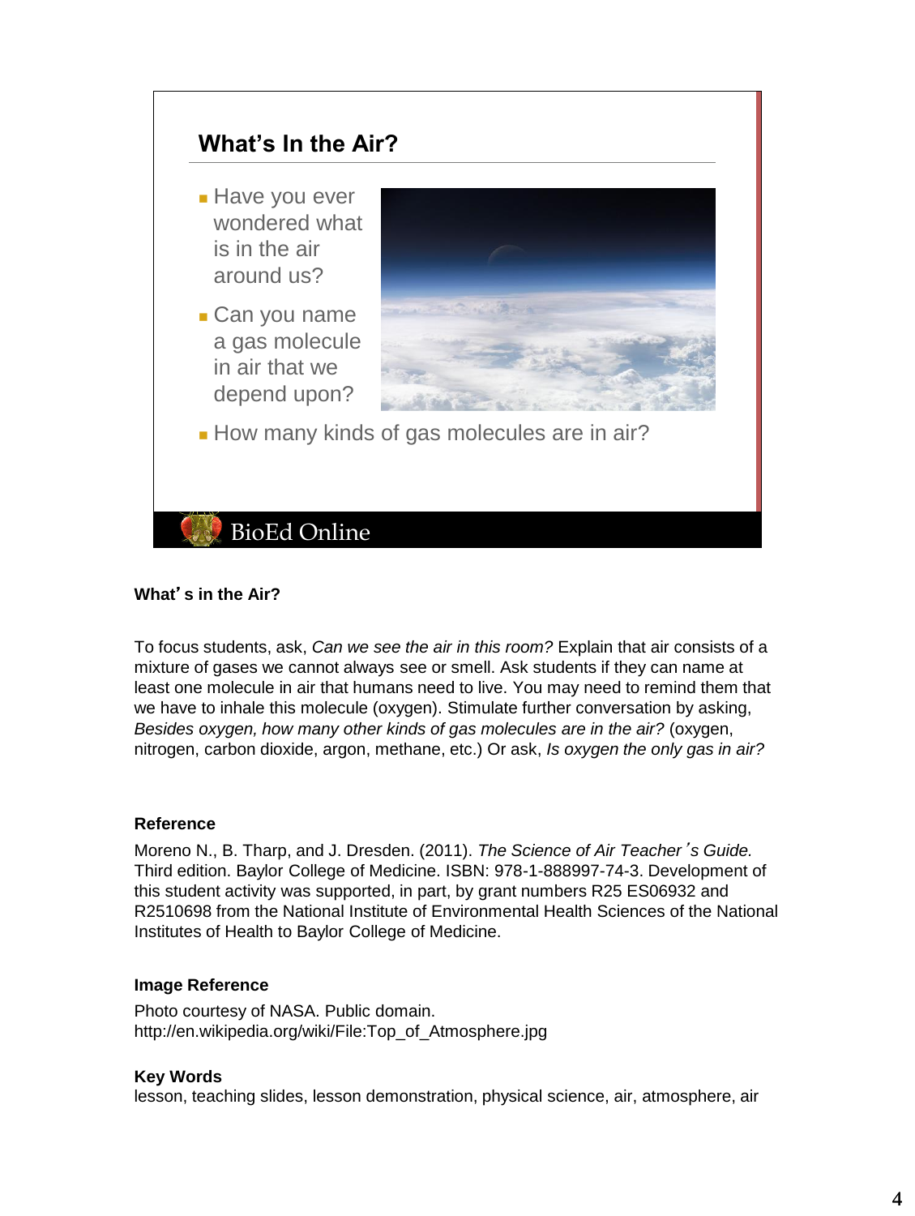## What's In the Air?

- Have you ever wondered what is in the air around us?
- Can you name a gas molecule in air that we depend upon?
- How many kinds of gas molecules are in air?

BioEd Online

**What's in the Air?**

To focus students, ask, *Can we see the air in this room?* Explain that air consists of a mixture of gases we cannot always see or smell. Ask students if they can name at least one molecule in air that humans need to live. You may need to remind them that we have to inhale this molecule (oxygen). Stimulate further conversation by asking, *Besides oxygen, how many other kinds of gas molecules are in the air?* (oxygen, nitrogen, carbon dioxide, argon, methane, etc.) Or ask, *Is oxygen the only gas in air?*

**Reference**

Moreno N., B. Tharp, and J. Dresden. (2011). *The Science of Air Teacher's Guide.* Third edition. Baylor College of Medicine. ISBN: 978-1-888997-74-3. Development of this student activity was supported, in part, by grant numbers R25 ES06932 and R2510698 from the National Institute of Environmental Health Sciences of the National Institutes of Health to Baylor College of Medicine.

**Image Reference**

Photo courtesy of NASA. Public domain.
http://en.wikipedia.org/wiki/File:Top_of_Atmosphere.jpg

**Key Words**

lesson, teaching slides, lesson demonstration, physical science, air, atmosphere, air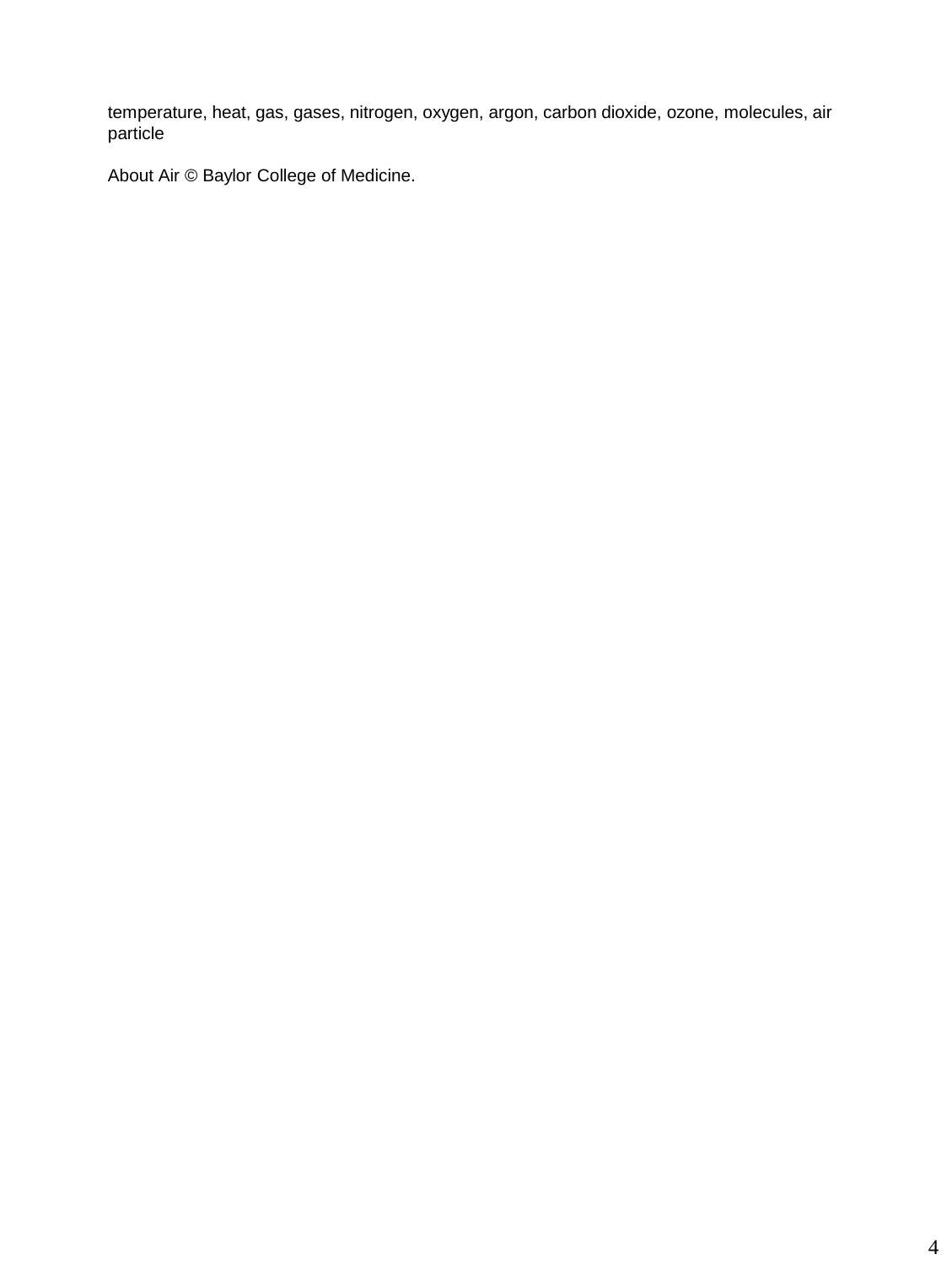temperature, heat, gas, gases, nitrogen, oxygen, argon, carbon dioxide, ozone, molecules, air particle

About Air © Baylor College of Medicine.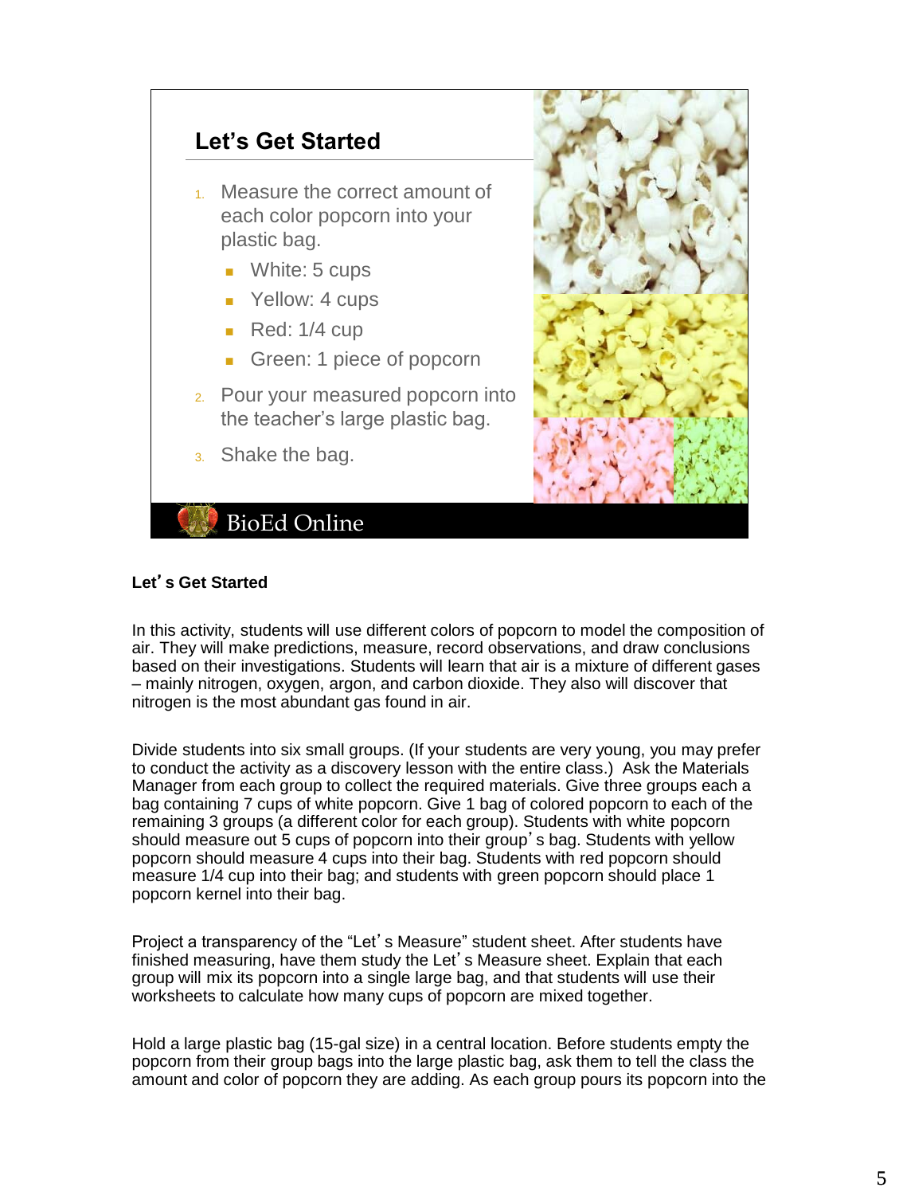## Let's Get Started

1. Measure the correct amount of each color popcorn into your plastic bag.
   - White: 5 cups
   - Yellow: 4 cups
   - Red: 1/4 cup
   - Green: 1 piece of popcorn
2. Pour your measured popcorn into the teacher's large plastic bag.
3. Shake the bag.

BioEd Online

**Let's Get Started**

In this activity, students will use different colors of popcorn to model the composition of air. They will make predictions, measure, record observations, and draw conclusions based on their investigations. Students will learn that air is a mixture of different gases – mainly nitrogen, oxygen, argon, and carbon dioxide. They also will discover that nitrogen is the most abundant gas found in air.

Divide students into six small groups. (If your students are very young, you may prefer to conduct the activity as a discovery lesson with the entire class.) Ask the Materials Manager from each group to collect the required materials. Give three groups each a bag containing 7 cups of white popcorn. Give 1 bag of colored popcorn to each of the remaining 3 groups (a different color for each group). Students with white popcorn should measure out 5 cups of popcorn into their group's bag. Students with yellow popcorn should measure 4 cups into their bag. Students with red popcorn should measure 1/4 cup into their bag; and students with green popcorn should place 1 popcorn kernel into their bag.

Project a transparency of the "Let's Measure" student sheet. After students have finished measuring, have them study the Let's Measure sheet. Explain that each group will mix its popcorn into a single large bag, and that students will use their worksheets to calculate how many cups of popcorn are mixed together.

Hold a large plastic bag (15-gal size) in a central location. Before students empty the popcorn from their group bags into the large plastic bag, ask them to tell the class the amount and color of popcorn they are adding. As each group pours its popcorn into the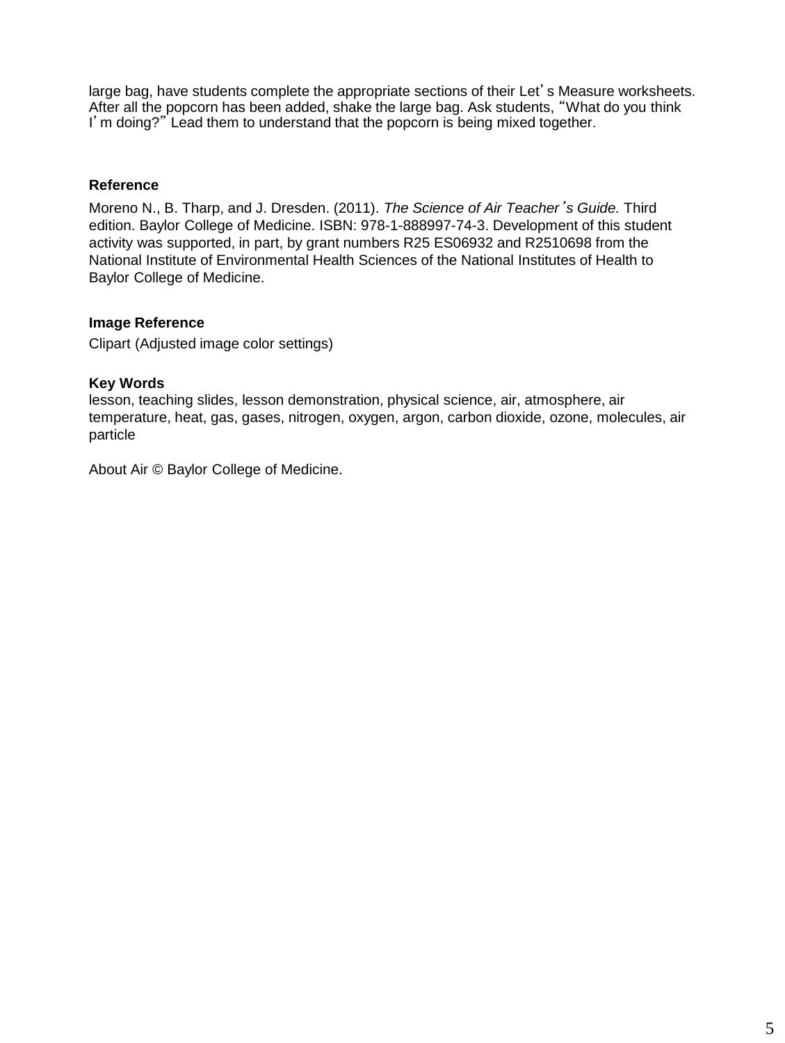large bag, have students complete the appropriate sections of their Let's Measure worksheets. After all the popcorn has been added, shake the large bag. Ask students, "What do you think I'm doing?" Lead them to understand that the popcorn is being mixed together.

**Reference**

Moreno N., B. Tharp, and J. Dresden. (2011). *The Science of Air Teacher's Guide.* Third edition. Baylor College of Medicine. ISBN: 978-1-888997-74-3. Development of this student activity was supported, in part, by grant numbers R25 ES06932 and R2510698 from the National Institute of Environmental Health Sciences of the National Institutes of Health to Baylor College of Medicine.

**Image Reference**

Clipart (Adjusted image color settings)

**Key Words**

lesson, teaching slides, lesson demonstration, physical science, air, atmosphere, air temperature, heat, gas, gases, nitrogen, oxygen, argon, carbon dioxide, ozone, molecules, air particle

About Air © Baylor College of Medicine.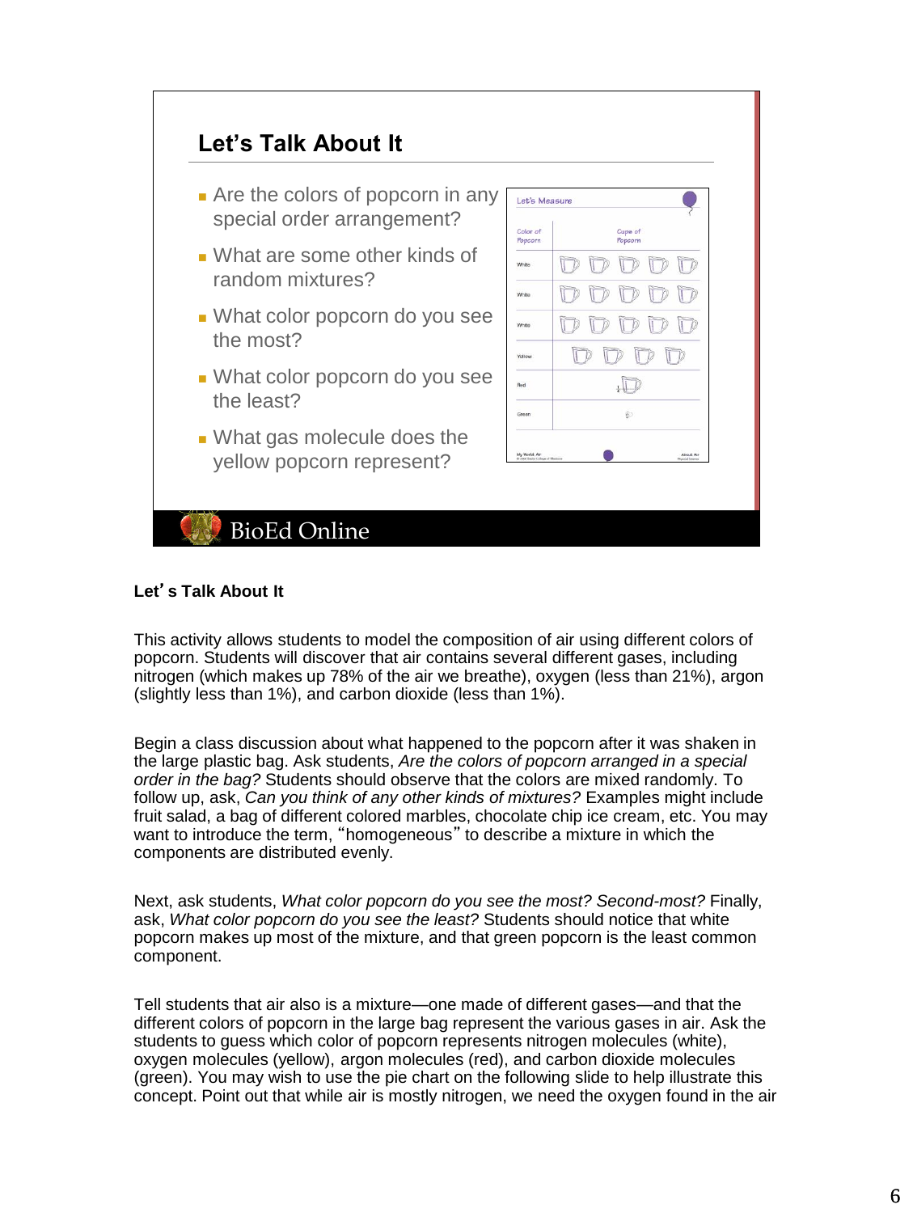## Let's Talk About It

- Are the colors of popcorn in any special order arrangement?
- What are some other kinds of random mixtures?
- What color popcorn do you see the most?
- What color popcorn do you see the least?
- What gas molecule does the yellow popcorn represent?

Let's Measure

| Color of Popcorn | Cups of Popcorn |
|---|---|
| White | |
| White | |
| White | |
| Yellow | |
| Red | |
| Green | |

BioEd Online

**Let's Talk About It**

This activity allows students to model the composition of air using different colors of popcorn. Students will discover that air contains several different gases, including nitrogen (which makes up 78% of the air we breathe), oxygen (less than 21%), argon (slightly less than 1%), and carbon dioxide (less than 1%).

Begin a class discussion about what happened to the popcorn after it was shaken in the large plastic bag. Ask students, *Are the colors of popcorn arranged in a special order in the bag?* Students should observe that the colors are mixed randomly. To follow up, ask, *Can you think of any other kinds of mixtures?* Examples might include fruit salad, a bag of different colored marbles, chocolate chip ice cream, etc. You may want to introduce the term, "homogeneous" to describe a mixture in which the components are distributed evenly.

Next, ask students, *What color popcorn do you see the most? Second-most?* Finally, ask, *What color popcorn do you see the least?* Students should notice that white popcorn makes up most of the mixture, and that green popcorn is the least common component.

Tell students that air also is a mixture—one made of different gases—and that the different colors of popcorn in the large bag represent the various gases in air. Ask the students to guess which color of popcorn represents nitrogen molecules (white), oxygen molecules (yellow), argon molecules (red), and carbon dioxide molecules (green). You may wish to use the pie chart on the following slide to help illustrate this concept. Point out that while air is mostly nitrogen, we need the oxygen found in the air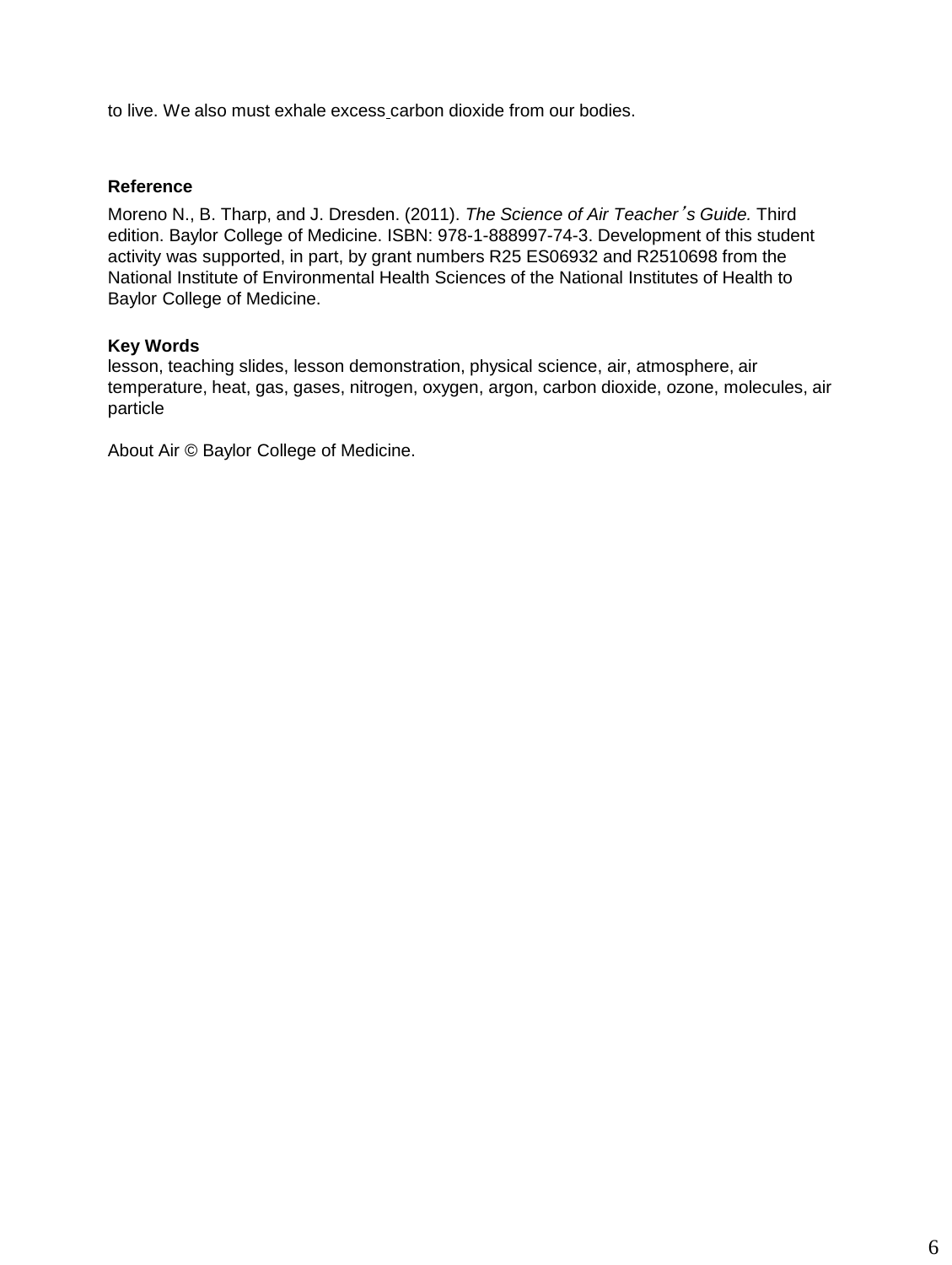to live. We also must exhale excess carbon dioxide from our bodies.

**Reference**

Moreno N., B. Tharp, and J. Dresden. (2011). *The Science of Air Teacher's Guide.* Third edition. Baylor College of Medicine. ISBN: 978-1-888997-74-3. Development of this student activity was supported, in part, by grant numbers R25 ES06932 and R2510698 from the National Institute of Environmental Health Sciences of the National Institutes of Health to Baylor College of Medicine.

**Key Words**
lesson, teaching slides, lesson demonstration, physical science, air, atmosphere, air temperature, heat, gas, gases, nitrogen, oxygen, argon, carbon dioxide, ozone, molecules, air particle

About Air © Baylor College of Medicine.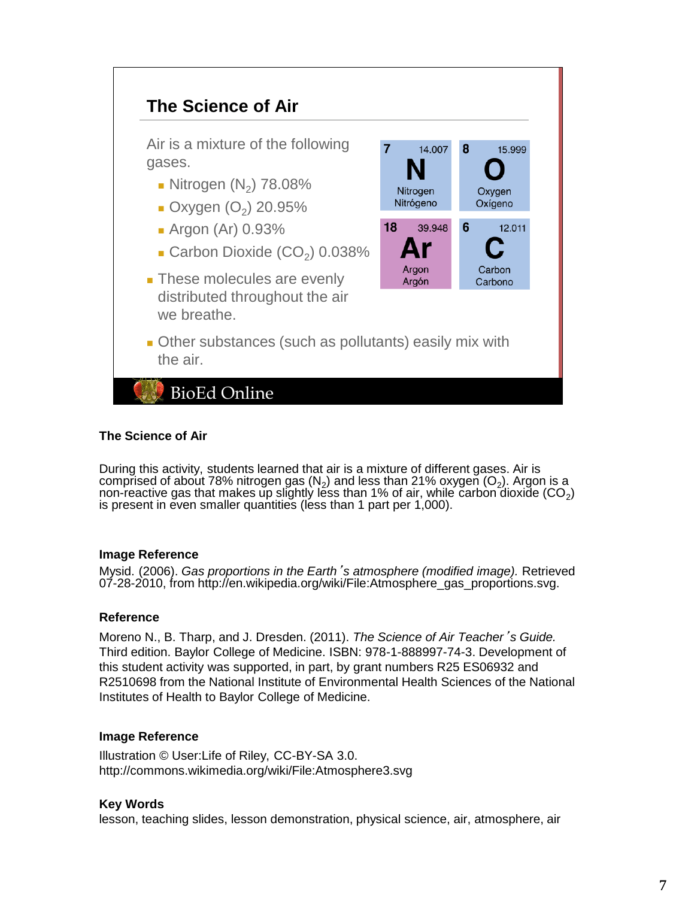## The Science of Air

Air is a mixture of the following gases.

- Nitrogen ($N_2$) 78.08%
- Oxygen ($O_2$) 20.95%
- Argon (Ar) 0.93%
- Carbon Dioxide ($CO_2$) 0.038%

- These molecules are evenly distributed throughout the air we breathe.
- Other substances (such as pollutants) easily mix with the air.

| 7 | 14.007 | 8 | 15.999 |
|---|---|---|---|
| **N** | | **O** | |
| Nitrogen Nitrógeno | | Oxygen Oxígeno | |
| 18 | 39.948 | 6 | 12.011 |
| **Ar** | | **C** | |
| Argon Argón | | Carbon Carbono | |

BioEd Online

### The Science of Air

During this activity, students learned that air is a mixture of different gases. Air is comprised of about 78% nitrogen gas ($N_2$) and less than 21% oxygen ($O_2$). Argon is a non-reactive gas that makes up slightly less than 1% of air, while carbon dioxide ($CO_2$) is present in even smaller quantities (less than 1 part per 1,000).

### Image Reference

Mysid. (2006). *Gas proportions in the Earth's atmosphere (modified image).* Retrieved 07-28-2010, from http://en.wikipedia.org/wiki/File:Atmosphere_gas_proportions.svg.

### Reference

Moreno N., B. Tharp, and J. Dresden. (2011). *The Science of Air Teacher's Guide.* Third edition. Baylor College of Medicine. ISBN: 978-1-888997-74-3. Development of this student activity was supported, in part, by grant numbers R25 ES06932 and R2510698 from the National Institute of Environmental Health Sciences of the National Institutes of Health to Baylor College of Medicine.

### Image Reference

Illustration © User:Life of Riley, CC-BY-SA 3.0.
http://commons.wikimedia.org/wiki/File:Atmosphere3.svg

### Key Words

lesson, teaching slides, lesson demonstration, physical science, air, atmosphere, air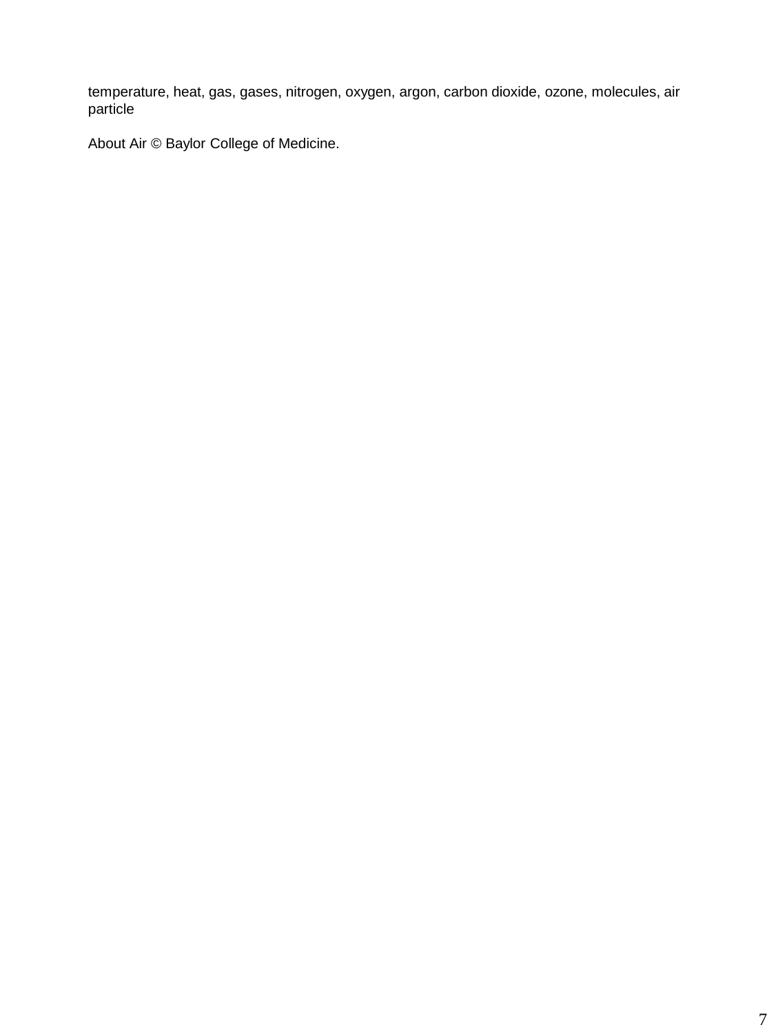temperature, heat, gas, gases, nitrogen, oxygen, argon, carbon dioxide, ozone, molecules, air particle

About Air © Baylor College of Medicine.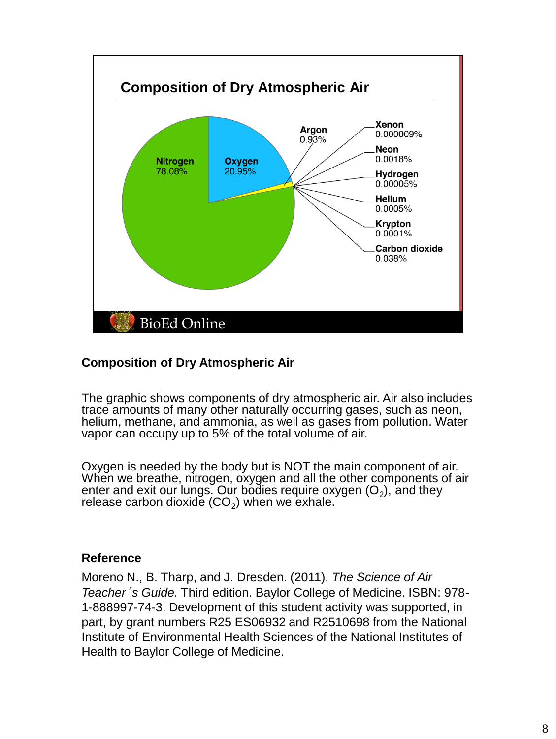## Composition of Dry Atmospheric Air

Nitrogen 78.08%

Oxygen 20.95%

Argon 0.93%

Xenon 0.000009%

Neon 0.0018%

Hydrogen 0.00005%

Helium 0.0005%

Krypton 0.0001%

Carbon dioxide 0.038%

BioEd Online

### Composition of Dry Atmospheric Air

The graphic shows components of dry atmospheric air. Air also includes trace amounts of many other naturally occurring gases, such as neon, helium, methane, and ammonia, as well as gases from pollution. Water vapor can occupy up to 5% of the total volume of air.

Oxygen is needed by the body but is NOT the main component of air. When we breathe, nitrogen, oxygen and all the other components of air enter and exit our lungs. Our bodies require oxygen ($O_2$), and they release carbon dioxide ($CO_2$) when we exhale.

### Reference

Moreno N., B. Tharp, and J. Dresden. (2011). *The Science of Air Teacher's Guide.* Third edition. Baylor College of Medicine. ISBN: 978-1-888997-74-3. Development of this student activity was supported, in part, by grant numbers R25 ES06932 and R2510698 from the National Institute of Environmental Health Sciences of the National Institutes of Health to Baylor College of Medicine.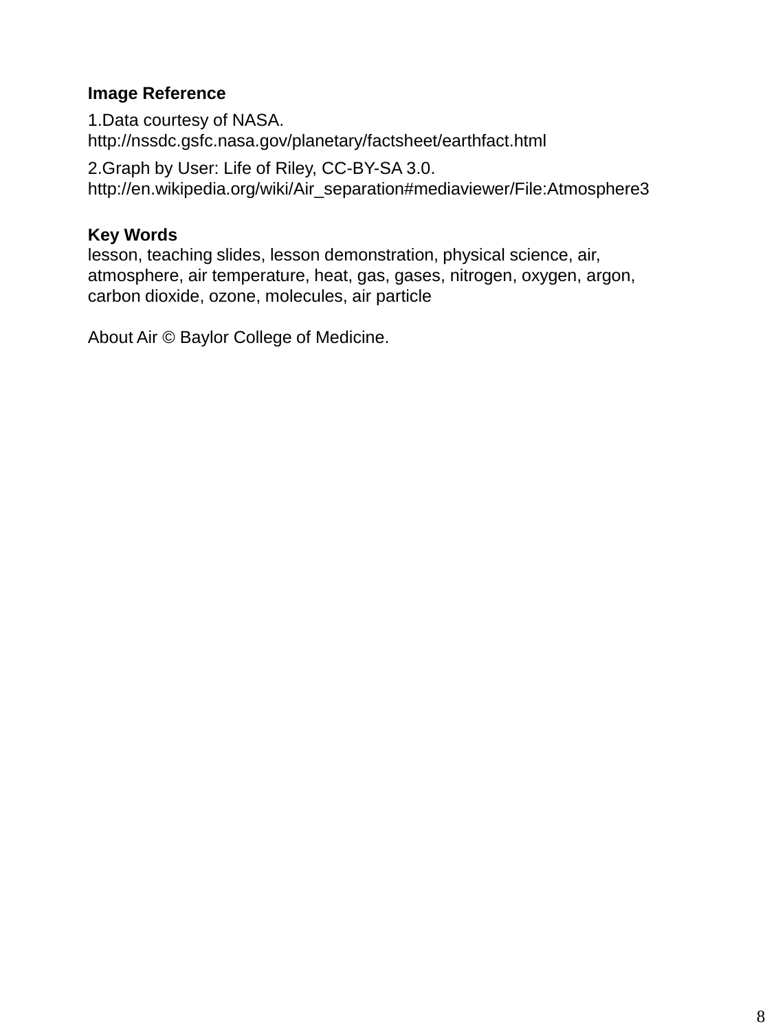**Image Reference**

1.Data courtesy of NASA.
http://nssdc.gsfc.nasa.gov/planetary/factsheet/earthfact.html

2.Graph by User: Life of Riley, CC-BY-SA 3.0.
http://en.wikipedia.org/wiki/Air_separation#mediaviewer/File:Atmosphere3

**Key Words**
lesson, teaching slides, lesson demonstration, physical science, air, atmosphere, air temperature, heat, gas, gases, nitrogen, oxygen, argon, carbon dioxide, ozone, molecules, air particle

About Air © Baylor College of Medicine.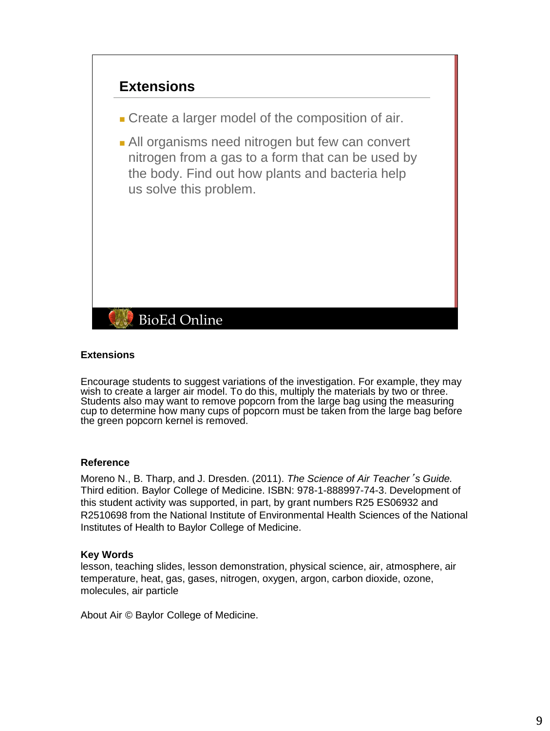## Extensions

- Create a larger model of the composition of air.
- All organisms need nitrogen but few can convert nitrogen from a gas to a form that can be used by the body. Find out how plants and bacteria help us solve this problem.

BioEd Online

**Extensions**

Encourage students to suggest variations of the investigation. For example, they may wish to create a larger air model. To do this, multiply the materials by two or three. Students also may want to remove popcorn from the large bag using the measuring cup to determine how many cups of popcorn must be taken from the large bag before the green popcorn kernel is removed.

**Reference**

Moreno N., B. Tharp, and J. Dresden. (2011). *The Science of Air Teacher's Guide.* Third edition. Baylor College of Medicine. ISBN: 978-1-888997-74-3. Development of this student activity was supported, in part, by grant numbers R25 ES06932 and R2510698 from the National Institute of Environmental Health Sciences of the National Institutes of Health to Baylor College of Medicine.

**Key Words**

lesson, teaching slides, lesson demonstration, physical science, air, atmosphere, air temperature, heat, gas, gases, nitrogen, oxygen, argon, carbon dioxide, ozone, molecules, air particle

About Air © Baylor College of Medicine.